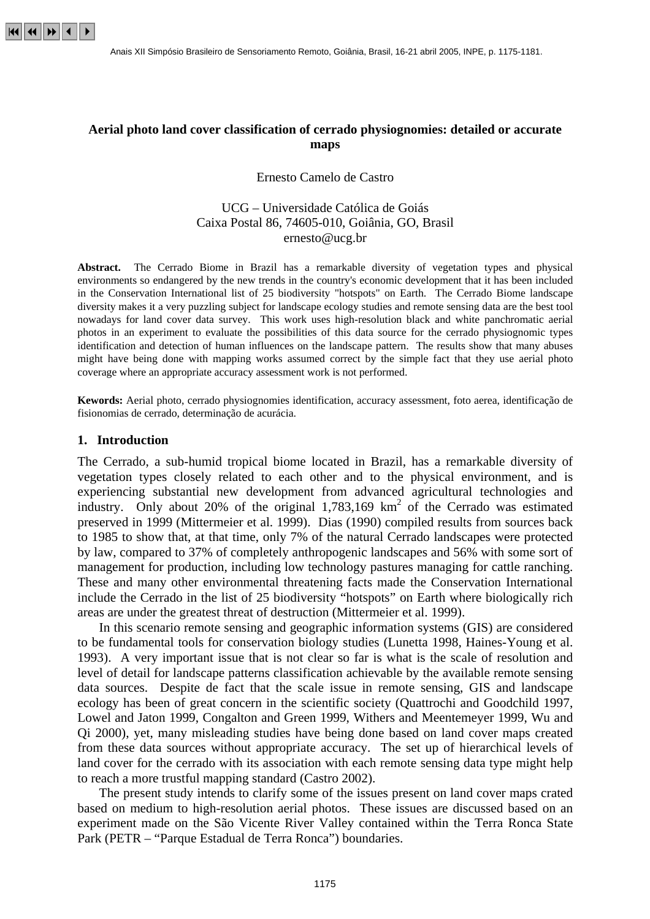# Aerial photo land cover classification of cerrado physiognomies: detailed or accurate maps

Ernesto Camelo de Castro

UCG – Universidade Católica de Goiás
Caixa Postal 86, 74605-010, Goiânia, GO, Brasil
ernesto@ucg.br

**Abstract.** The Cerrado Biome in Brazil has a remarkable diversity of vegetation types and physical environments so endangered by the new trends in the country's economic development that it has been included in the Conservation International list of 25 biodiversity "hotspots" on Earth. The Cerrado Biome landscape diversity makes it a very puzzling subject for landscape ecology studies and remote sensing data are the best tool nowadays for land cover data survey. This work uses high-resolution black and white panchromatic aerial photos in an experiment to evaluate the possibilities of this data source for the cerrado physiognomic types identification and detection of human influences on the landscape pattern. The results show that many abuses might have being done with mapping works assumed correct by the simple fact that they use aerial photo coverage where an appropriate accuracy assessment work is not performed.

**Kewords:** Aerial photo, cerrado physiognomies identification, accuracy assessment, foto aerea, identificação de fisionomias de cerrado, determinação de acurácia.

## 1. Introduction

The Cerrado, a sub-humid tropical biome located in Brazil, has a remarkable diversity of vegetation types closely related to each other and to the physical environment, and is experiencing substantial new development from advanced agricultural technologies and industry. Only about 20% of the original 1,783,169 km$^2$ of the Cerrado was estimated preserved in 1999 (Mittermeier et al. 1999). Dias (1990) compiled results from sources back to 1985 to show that, at that time, only 7% of the natural Cerrado landscapes were protected by law, compared to 37% of completely anthropogenic landscapes and 56% with some sort of management for production, including low technology pastures managing for cattle ranching. These and many other environmental threatening facts made the Conservation International include the Cerrado in the list of 25 biodiversity "hotspots" on Earth where biologically rich areas are under the greatest threat of destruction (Mittermeier et al. 1999).

In this scenario remote sensing and geographic information systems (GIS) are considered to be fundamental tools for conservation biology studies (Lunetta 1998, Haines-Young et al. 1993). A very important issue that is not clear so far is what is the scale of resolution and level of detail for landscape patterns classification achievable by the available remote sensing data sources. Despite de fact that the scale issue in remote sensing, GIS and landscape ecology has been of great concern in the scientific society (Quattrochi and Goodchild 1997, Lowel and Jaton 1999, Congalton and Green 1999, Withers and Meentemeyer 1999, Wu and Qi 2000), yet, many misleading studies have being done based on land cover maps created from these data sources without appropriate accuracy. The set up of hierarchical levels of land cover for the cerrado with its association with each remote sensing data type might help to reach a more trustful mapping standard (Castro 2002).

The present study intends to clarify some of the issues present on land cover maps crated based on medium to high-resolution aerial photos. These issues are discussed based on an experiment made on the São Vicente River Valley contained within the Terra Ronca State Park (PETR – "Parque Estadual de Terra Ronca") boundaries.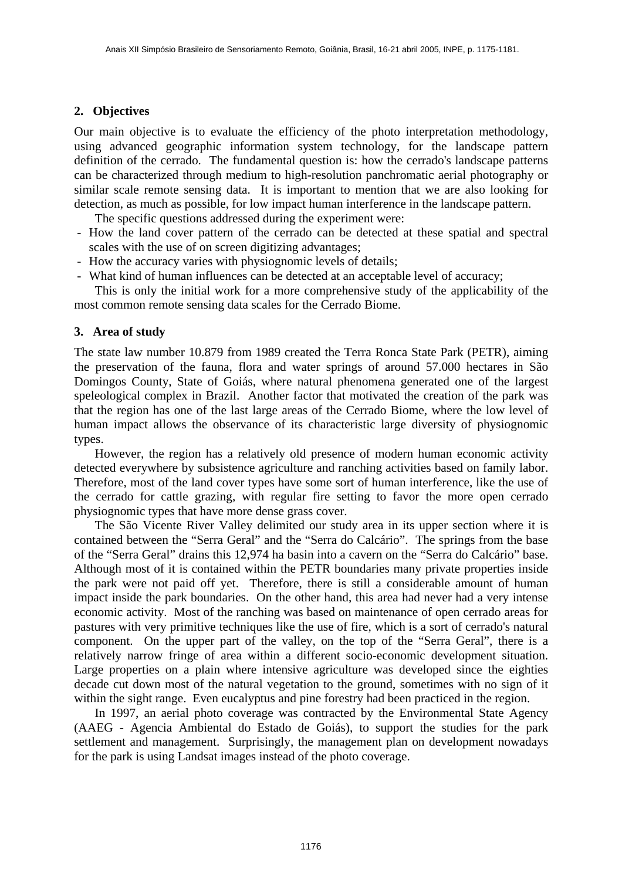## 2. Objectives

Our main objective is to evaluate the efficiency of the photo interpretation methodology, using advanced geographic information system technology, for the landscape pattern definition of the cerrado. The fundamental question is: how the cerrado's landscape patterns can be characterized through medium to high-resolution panchromatic aerial photography or similar scale remote sensing data. It is important to mention that we are also looking for detection, as much as possible, for low impact human interference in the landscape pattern.

The specific questions addressed during the experiment were:

- How the land cover pattern of the cerrado can be detected at these spatial and spectral scales with the use of on screen digitizing advantages;
- How the accuracy varies with physiognomic levels of details;
- What kind of human influences can be detected at an acceptable level of accuracy;

This is only the initial work for a more comprehensive study of the applicability of the most common remote sensing data scales for the Cerrado Biome.

## 3. Area of study

The state law number 10.879 from 1989 created the Terra Ronca State Park (PETR), aiming the preservation of the fauna, flora and water springs of around 57.000 hectares in São Domingos County, State of Goiás, where natural phenomena generated one of the largest speleological complex in Brazil. Another factor that motivated the creation of the park was that the region has one of the last large areas of the Cerrado Biome, where the low level of human impact allows the observance of its characteristic large diversity of physiognomic types.

However, the region has a relatively old presence of modern human economic activity detected everywhere by subsistence agriculture and ranching activities based on family labor. Therefore, most of the land cover types have some sort of human interference, like the use of the cerrado for cattle grazing, with regular fire setting to favor the more open cerrado physiognomic types that have more dense grass cover.

The São Vicente River Valley delimited our study area in its upper section where it is contained between the "Serra Geral" and the "Serra do Calcário". The springs from the base of the "Serra Geral" drains this 12,974 ha basin into a cavern on the "Serra do Calcário" base. Although most of it is contained within the PETR boundaries many private properties inside the park were not paid off yet. Therefore, there is still a considerable amount of human impact inside the park boundaries. On the other hand, this area had never had a very intense economic activity. Most of the ranching was based on maintenance of open cerrado areas for pastures with very primitive techniques like the use of fire, which is a sort of cerrado's natural component. On the upper part of the valley, on the top of the "Serra Geral", there is a relatively narrow fringe of area within a different socio-economic development situation. Large properties on a plain where intensive agriculture was developed since the eighties decade cut down most of the natural vegetation to the ground, sometimes with no sign of it within the sight range. Even eucalyptus and pine forestry had been practiced in the region.

In 1997, an aerial photo coverage was contracted by the Environmental State Agency (AAEG - Agencia Ambiental do Estado de Goiás), to support the studies for the park settlement and management. Surprisingly, the management plan on development nowadays for the park is using Landsat images instead of the photo coverage.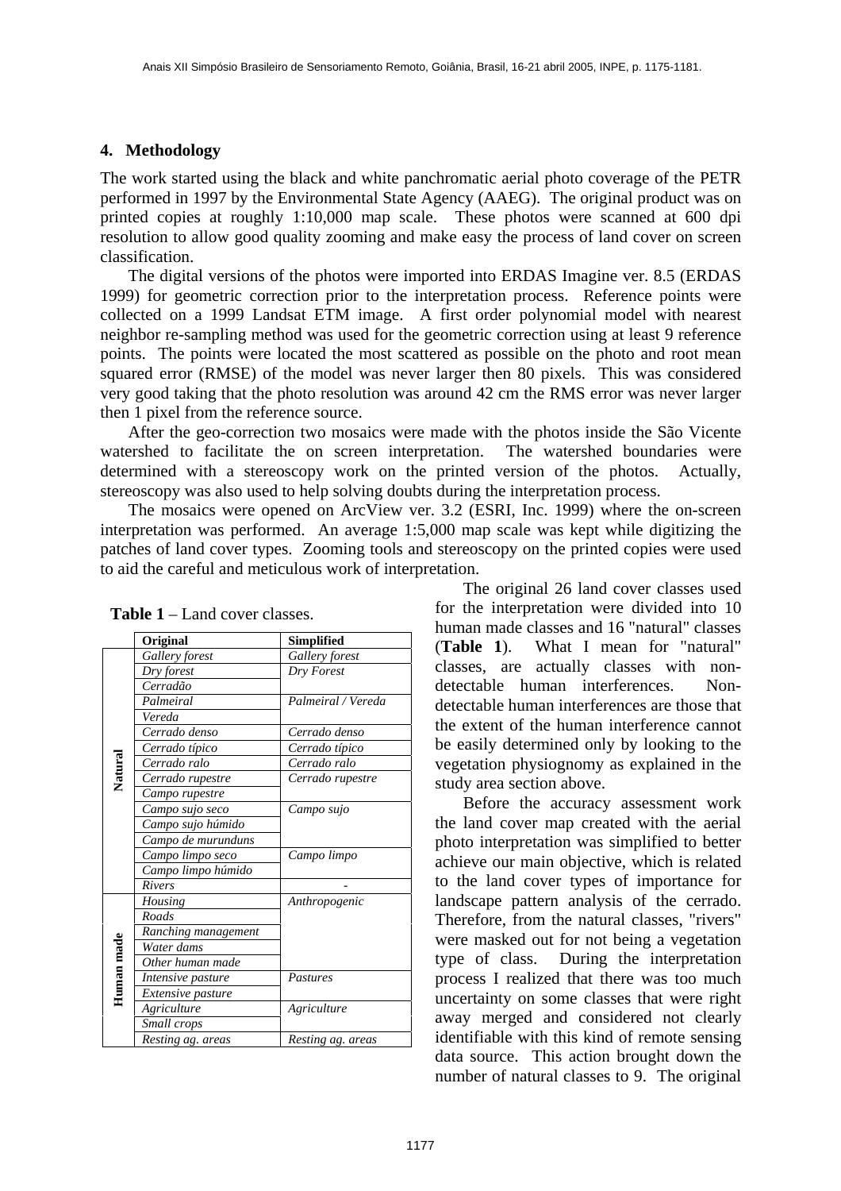## 4. Methodology

The work started using the black and white panchromatic aerial photo coverage of the PETR performed in 1997 by the Environmental State Agency (AAEG). The original product was on printed copies at roughly 1:10,000 map scale. These photos were scanned at 600 dpi resolution to allow good quality zooming and make easy the process of land cover on screen classification.

The digital versions of the photos were imported into ERDAS Imagine ver. 8.5 (ERDAS 1999) for geometric correction prior to the interpretation process. Reference points were collected on a 1999 Landsat ETM image. A first order polynomial model with nearest neighbor re-sampling method was used for the geometric correction using at least 9 reference points. The points were located the most scattered as possible on the photo and root mean squared error (RMSE) of the model was never larger then 80 pixels. This was considered very good taking that the photo resolution was around 42 cm the RMS error was never larger then 1 pixel from the reference source.

After the geo-correction two mosaics were made with the photos inside the São Vicente watershed to facilitate the on screen interpretation. The watershed boundaries were determined with a stereoscopy work on the printed version of the photos. Actually, stereoscopy was also used to help solving doubts during the interpretation process.

The mosaics were opened on ArcView ver. 3.2 (ESRI, Inc. 1999) where the on-screen interpretation was performed. An average 1:5,000 map scale was kept while digitizing the patches of land cover types. Zooming tools and stereoscopy on the printed copies were used to aid the careful and meticulous work of interpretation.

**Table 1** – Land cover classes.

| | Original | Simplified |
|---|---|---|
| Natural | *Gallery forest* | *Gallery forest* |
| | *Dry forest* | *Dry Forest* |
| | *Cerradão* | |
| | *Palmeiral* | *Palmeiral / Vereda* |
| | *Vereda* | |
| | *Cerrado denso* | *Cerrado denso* |
| | *Cerrado típico* | *Cerrado típico* |
| | *Cerrado ralo* | *Cerrado ralo* |
| | *Cerrado rupestre* | *Cerrado rupestre* |
| | *Campo rupestre* | |
| | *Campo sujo seco* | *Campo sujo* |
| | *Campo sujo húmido* | |
| | *Campo de murunduns* | |
| | *Campo limpo seco* | *Campo limpo* |
| | *Campo limpo húmido* | |
| | *Rivers* | - |
| Human made | *Housing* | *Anthropogenic* |
| | *Roads* | |
| | *Ranching management* | |
| | *Water dams* | |
| | *Other human made* | |
| | *Intensive pasture* | *Pastures* |
| | *Extensive pasture* | |
| | *Agriculture* | *Agriculture* |
| | *Small crops* | |
| | *Resting ag. areas* | *Resting ag. areas* |

The original 26 land cover classes used for the interpretation were divided into 10 human made classes and 16 "natural" classes (**Table 1**). What I mean for "natural" classes, are actually classes with non-detectable human interferences. Non-detectable human interferences are those that the extent of the human interference cannot be easily determined only by looking to the vegetation physiognomy as explained in the study area section above.

Before the accuracy assessment work the land cover map created with the aerial photo interpretation was simplified to better achieve our main objective, which is related to the land cover types of importance for landscape pattern analysis of the cerrado. Therefore, from the natural classes, "rivers" were masked out for not being a vegetation type of class. During the interpretation process I realized that there was too much uncertainty on some classes that were right away merged and considered not clearly identifiable with this kind of remote sensing data source. This action brought down the number of natural classes to 9. The original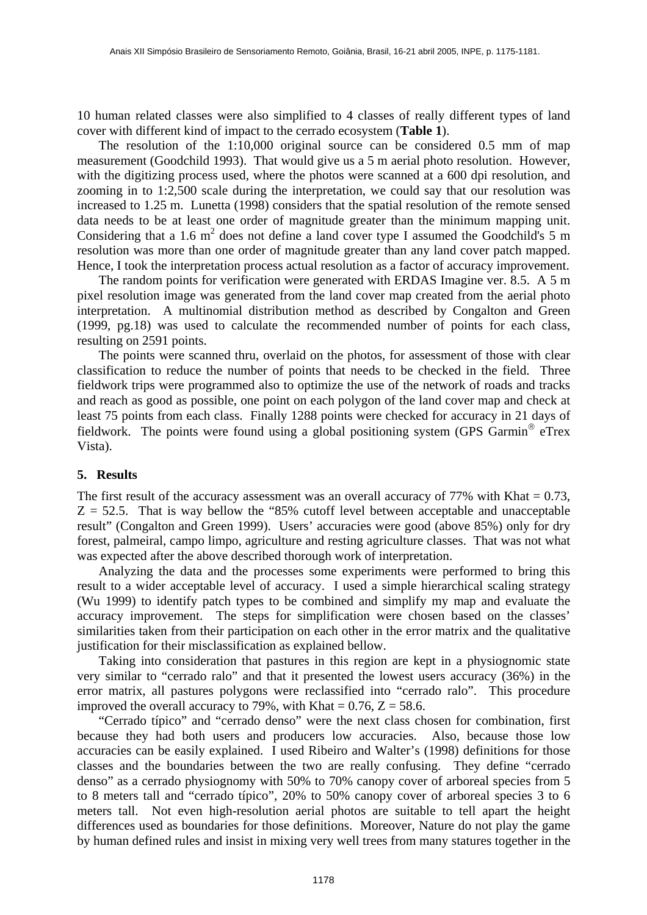10 human related classes were also simplified to 4 classes of really different types of land cover with different kind of impact to the cerrado ecosystem (**Table 1**).

The resolution of the 1:10,000 original source can be considered 0.5 mm of map measurement (Goodchild 1993). That would give us a 5 m aerial photo resolution. However, with the digitizing process used, where the photos were scanned at a 600 dpi resolution, and zooming in to 1:2,500 scale during the interpretation, we could say that our resolution was increased to 1.25 m. Lunetta (1998) considers that the spatial resolution of the remote sensed data needs to be at least one order of magnitude greater than the minimum mapping unit. Considering that a 1.6 $m^2$ does not define a land cover type I assumed the Goodchild's 5 m resolution was more than one order of magnitude greater than any land cover patch mapped. Hence, I took the interpretation process actual resolution as a factor of accuracy improvement.

The random points for verification were generated with ERDAS Imagine ver. 8.5. A 5 m pixel resolution image was generated from the land cover map created from the aerial photo interpretation. A multinomial distribution method as described by Congalton and Green (1999, pg.18) was used to calculate the recommended number of points for each class, resulting on 2591 points.

The points were scanned thru, overlaid on the photos, for assessment of those with clear classification to reduce the number of points that needs to be checked in the field. Three fieldwork trips were programmed also to optimize the use of the network of roads and tracks and reach as good as possible, one point on each polygon of the land cover map and check at least 75 points from each class. Finally 1288 points were checked for accuracy in 21 days of fieldwork. The points were found using a global positioning system (GPS Garmin® eTrex Vista).

## 5. Results

The first result of the accuracy assessment was an overall accuracy of 77% with Khat = 0.73, Z = 52.5. That is way bellow the "85% cutoff level between acceptable and unacceptable result" (Congalton and Green 1999). Users' accuracies were good (above 85%) only for dry forest, palmeiral, campo limpo, agriculture and resting agriculture classes. That was not what was expected after the above described thorough work of interpretation.

Analyzing the data and the processes some experiments were performed to bring this result to a wider acceptable level of accuracy. I used a simple hierarchical scaling strategy (Wu 1999) to identify patch types to be combined and simplify my map and evaluate the accuracy improvement. The steps for simplification were chosen based on the classes' similarities taken from their participation on each other in the error matrix and the qualitative justification for their misclassification as explained bellow.

Taking into consideration that pastures in this region are kept in a physiognomic state very similar to "cerrado ralo" and that it presented the lowest users accuracy (36%) in the error matrix, all pastures polygons were reclassified into "cerrado ralo". This procedure improved the overall accuracy to 79%, with Khat = 0.76, Z = 58.6.

"Cerrado típico" and "cerrado denso" were the next class chosen for combination, first because they had both users and producers low accuracies. Also, because those low accuracies can be easily explained. I used Ribeiro and Walter's (1998) definitions for those classes and the boundaries between the two are really confusing. They define "cerrado denso" as a cerrado physiognomy with 50% to 70% canopy cover of arboreal species from 5 to 8 meters tall and "cerrado típico", 20% to 50% canopy cover of arboreal species 3 to 6 meters tall. Not even high-resolution aerial photos are suitable to tell apart the height differences used as boundaries for those definitions. Moreover, Nature do not play the game by human defined rules and insist in mixing very well trees from many statures together in the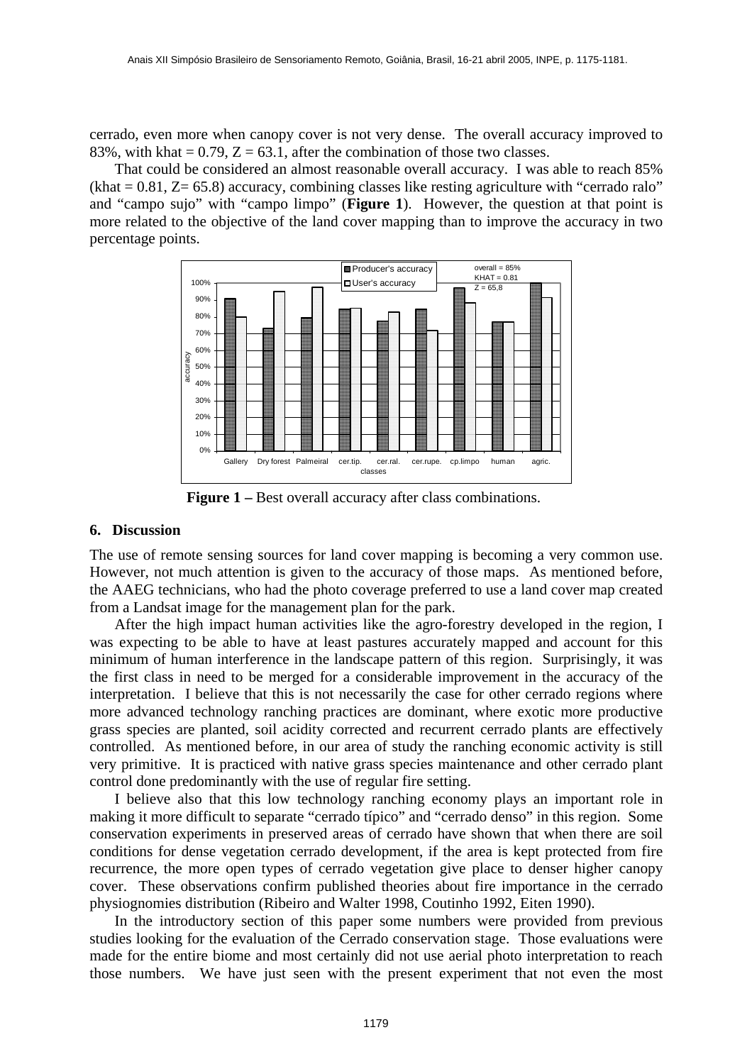cerrado, even more when canopy cover is not very dense. The overall accuracy improved to 83%, with khat = 0.79, Z = 63.1, after the combination of those two classes.

That could be considered an almost reasonable overall accuracy. I was able to reach 85% (khat = 0.81, Z= 65.8) accuracy, combining classes like resting agriculture with "cerrado ralo" and "campo sujo" with "campo limpo" (**Figure 1**). However, the question at that point is more related to the objective of the land cover mapping than to improve the accuracy in two percentage points.

**Figure 1 –** Best overall accuracy after class combinations.

## 6. Discussion

The use of remote sensing sources for land cover mapping is becoming a very common use. However, not much attention is given to the accuracy of those maps. As mentioned before, the AAEG technicians, who had the photo coverage preferred to use a land cover map created from a Landsat image for the management plan for the park.

After the high impact human activities like the agro-forestry developed in the region, I was expecting to be able to have at least pastures accurately mapped and account for this minimum of human interference in the landscape pattern of this region. Surprisingly, it was the first class in need to be merged for a considerable improvement in the accuracy of the interpretation. I believe that this is not necessarily the case for other cerrado regions where more advanced technology ranching practices are dominant, where exotic more productive grass species are planted, soil acidity corrected and recurrent cerrado plants are effectively controlled. As mentioned before, in our area of study the ranching economic activity is still very primitive. It is practiced with native grass species maintenance and other cerrado plant control done predominantly with the use of regular fire setting.

I believe also that this low technology ranching economy plays an important role in making it more difficult to separate "cerrado típico" and "cerrado denso" in this region. Some conservation experiments in preserved areas of cerrado have shown that when there are soil conditions for dense vegetation cerrado development, if the area is kept protected from fire recurrence, the more open types of cerrado vegetation give place to denser higher canopy cover. These observations confirm published theories about fire importance in the cerrado physiognomies distribution (Ribeiro and Walter 1998, Coutinho 1992, Eiten 1990).

In the introductory section of this paper some numbers were provided from previous studies looking for the evaluation of the Cerrado conservation stage. Those evaluations were made for the entire biome and most certainly did not use aerial photo interpretation to reach those numbers. We have just seen with the present experiment that not even the most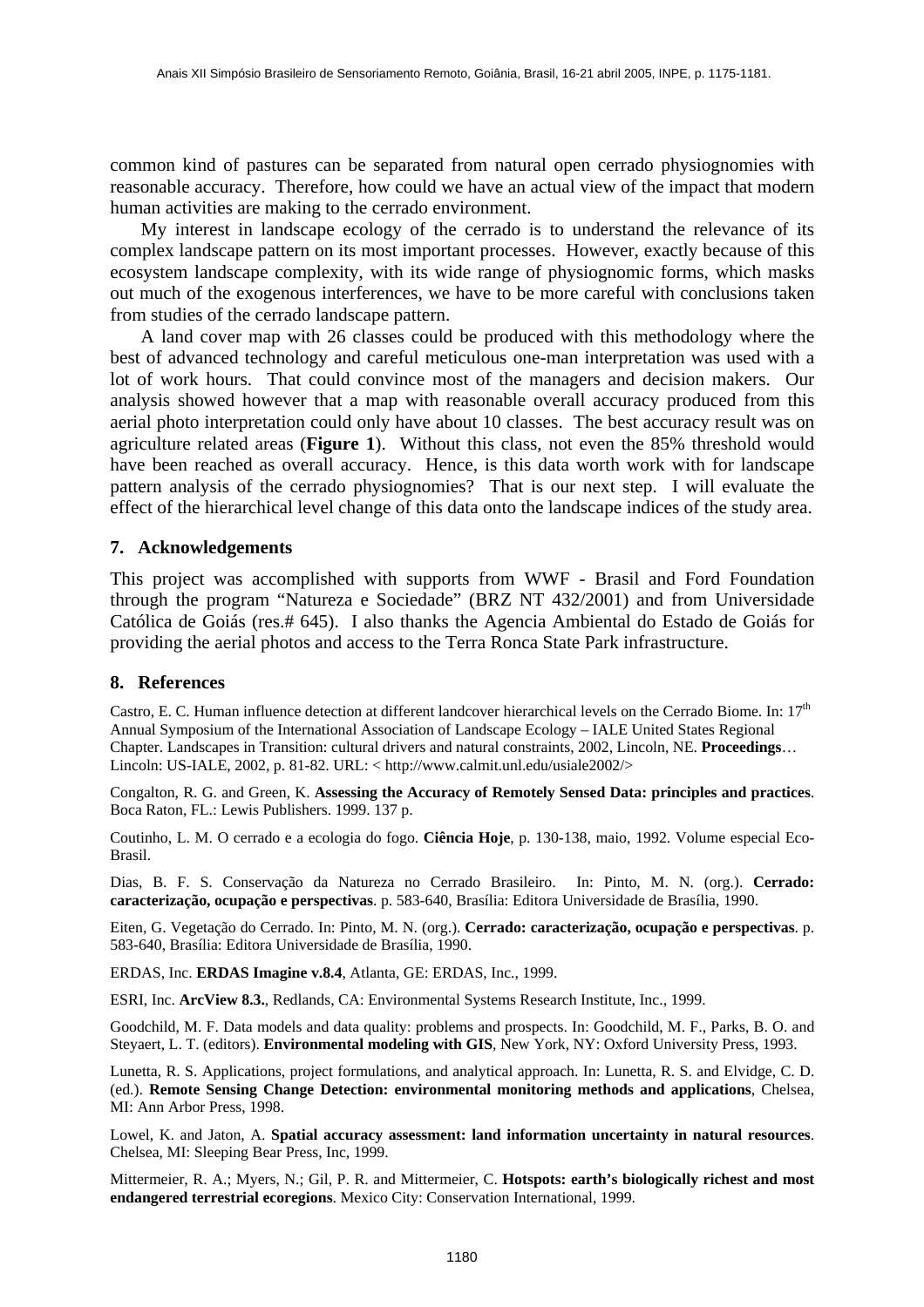common kind of pastures can be separated from natural open cerrado physiognomies with reasonable accuracy. Therefore, how could we have an actual view of the impact that modern human activities are making to the cerrado environment.

My interest in landscape ecology of the cerrado is to understand the relevance of its complex landscape pattern on its most important processes. However, exactly because of this ecosystem landscape complexity, with its wide range of physiognomic forms, which masks out much of the exogenous interferences, we have to be more careful with conclusions taken from studies of the cerrado landscape pattern.

A land cover map with 26 classes could be produced with this methodology where the best of advanced technology and careful meticulous one-man interpretation was used with a lot of work hours. That could convince most of the managers and decision makers. Our analysis showed however that a map with reasonable overall accuracy produced from this aerial photo interpretation could only have about 10 classes. The best accuracy result was on agriculture related areas (**Figure 1**). Without this class, not even the 85% threshold would have been reached as overall accuracy. Hence, is this data worth work with for landscape pattern analysis of the cerrado physiognomies? That is our next step. I will evaluate the effect of the hierarchical level change of this data onto the landscape indices of the study area.

## 7. Acknowledgements

This project was accomplished with supports from WWF - Brasil and Ford Foundation through the program "Natureza e Sociedade" (BRZ NT 432/2001) and from Universidade Católica de Goiás (res.# 645). I also thanks the Agencia Ambiental do Estado de Goiás for providing the aerial photos and access to the Terra Ronca State Park infrastructure.

## 8. References

Castro, E. C. Human influence detection at different landcover hierarchical levels on the Cerrado Biome. In: 17th Annual Symposium of the International Association of Landscape Ecology – IALE United States Regional Chapter. Landscapes in Transition: cultural drivers and natural constraints, 2002, Lincoln, NE. **Proceedings**… Lincoln: US-IALE, 2002, p. 81-82. URL: < http://www.calmit.unl.edu/usiale2002/>

Congalton, R. G. and Green, K. **Assessing the Accuracy of Remotely Sensed Data: principles and practices**. Boca Raton, FL.: Lewis Publishers. 1999. 137 p.

Coutinho, L. M. O cerrado e a ecologia do fogo. **Ciência Hoje**, p. 130-138, maio, 1992. Volume especial Eco-Brasil.

Dias, B. F. S. Conservação da Natureza no Cerrado Brasileiro. In: Pinto, M. N. (org.). **Cerrado: caracterização, ocupação e perspectivas**. p. 583-640, Brasília: Editora Universidade de Brasília, 1990.

Eiten, G. Vegetação do Cerrado. In: Pinto, M. N. (org.). **Cerrado: caracterização, ocupação e perspectivas**. p. 583-640, Brasília: Editora Universidade de Brasília, 1990.

ERDAS, Inc. **ERDAS Imagine v.8.4**, Atlanta, GE: ERDAS, Inc., 1999.

ESRI, Inc. **ArcView 8.3.**, Redlands, CA: Environmental Systems Research Institute, Inc., 1999.

Goodchild, M. F. Data models and data quality: problems and prospects. In: Goodchild, M. F., Parks, B. O. and Steyaert, L. T. (editors). **Environmental modeling with GIS**, New York, NY: Oxford University Press, 1993.

Lunetta, R. S. Applications, project formulations, and analytical approach. In: Lunetta, R. S. and Elvidge, C. D. (ed.). **Remote Sensing Change Detection: environmental monitoring methods and applications**, Chelsea, MI: Ann Arbor Press, 1998.

Lowel, K. and Jaton, A. **Spatial accuracy assessment: land information uncertainty in natural resources**. Chelsea, MI: Sleeping Bear Press, Inc, 1999.

Mittermeier, R. A.; Myers, N.; Gil, P. R. and Mittermeier, C. **Hotspots: earth's biologically richest and most endangered terrestrial ecoregions**. Mexico City: Conservation International, 1999.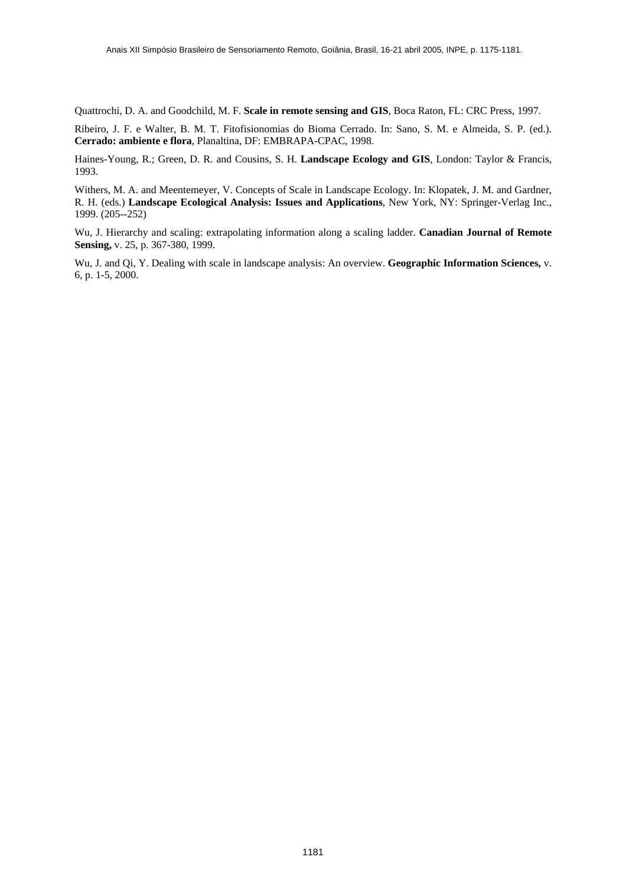Quattrochi, D. A. and Goodchild, M. F. **Scale in remote sensing and GIS**, Boca Raton, FL: CRC Press, 1997.

Ribeiro, J. F. e Walter, B. M. T. Fitofisionomias do Bioma Cerrado. In: Sano, S. M. e Almeida, S. P. (ed.). **Cerrado: ambiente e flora**, Planaltina, DF: EMBRAPA-CPAC, 1998.

Haines-Young, R.; Green, D. R. and Cousins, S. H. **Landscape Ecology and GIS**, London: Taylor & Francis, 1993.

Withers, M. A. and Meentemeyer, V. Concepts of Scale in Landscape Ecology. In: Klopatek, J. M. and Gardner, R. H. (eds.) **Landscape Ecological Analysis: Issues and Applications**, New York, NY: Springer-Verlag Inc., 1999. (205--252)

Wu, J. Hierarchy and scaling: extrapolating information along a scaling ladder. **Canadian Journal of Remote Sensing,** v. 25, p. 367-380, 1999.

Wu, J. and Qi, Y. Dealing with scale in landscape analysis: An overview. **Geographic Information Sciences,** v. 6, p. 1-5, 2000.